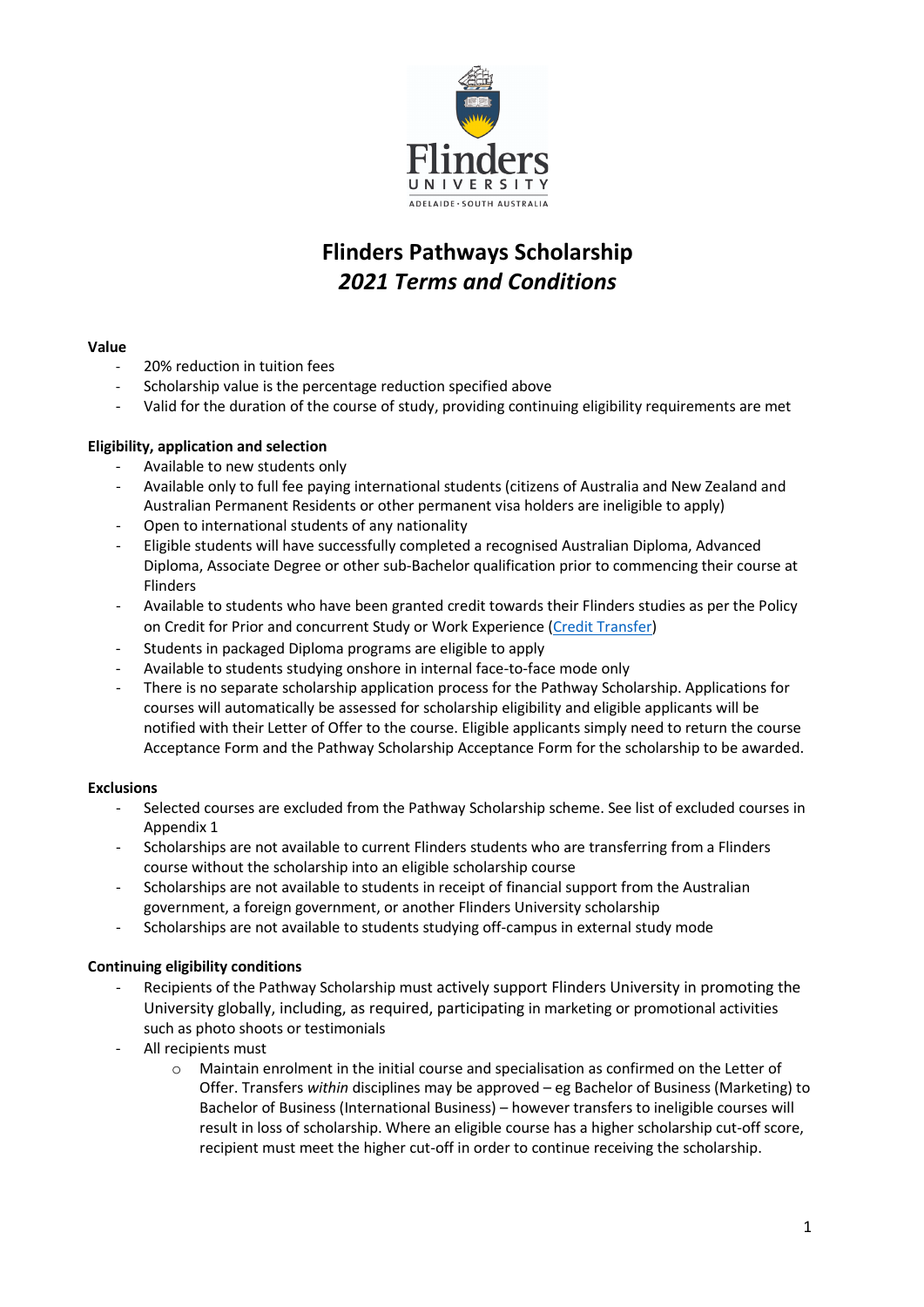# Flinders Pathways Scholarship
## *2021 Terms and Conditions*

**Value**

- 20% reduction in tuition fees
- Scholarship value is the percentage reduction specified above
- Valid for the duration of the course of study, providing continuing eligibility requirements are met

**Eligibility, application and selection**

- Available to new students only
- Available only to full fee paying international students (citizens of Australia and New Zealand and Australian Permanent Residents or other permanent visa holders are ineligible to apply)
- Open to international students of any nationality
- Eligible students will have successfully completed a recognised Australian Diploma, Advanced Diploma, Associate Degree or other sub-Bachelor qualification prior to commencing their course at Flinders
- Available to students who have been granted credit towards their Flinders studies as per the Policy on Credit for Prior and concurrent Study or Work Experience (Credit Transfer)
- Students in packaged Diploma programs are eligible to apply
- Available to students studying onshore in internal face-to-face mode only
- There is no separate scholarship application process for the Pathway Scholarship. Applications for courses will automatically be assessed for scholarship eligibility and eligible applicants will be notified with their Letter of Offer to the course. Eligible applicants simply need to return the course Acceptance Form and the Pathway Scholarship Acceptance Form for the scholarship to be awarded.

**Exclusions**

- Selected courses are excluded from the Pathway Scholarship scheme. See list of excluded courses in Appendix 1
- Scholarships are not available to current Flinders students who are transferring from a Flinders course without the scholarship into an eligible scholarship course
- Scholarships are not available to students in receipt of financial support from the Australian government, a foreign government, or another Flinders University scholarship
- Scholarships are not available to students studying off-campus in external study mode

**Continuing eligibility conditions**

- Recipients of the Pathway Scholarship must actively support Flinders University in promoting the University globally, including, as required, participating in marketing or promotional activities such as photo shoots or testimonials
- All recipients must
    - Maintain enrolment in the initial course and specialisation as confirmed on the Letter of Offer. Transfers *within* disciplines may be approved – eg Bachelor of Business (Marketing) to Bachelor of Business (International Business) – however transfers to ineligible courses will result in loss of scholarship. Where an eligible course has a higher scholarship cut-off score, recipient must meet the higher cut-off in order to continue receiving the scholarship.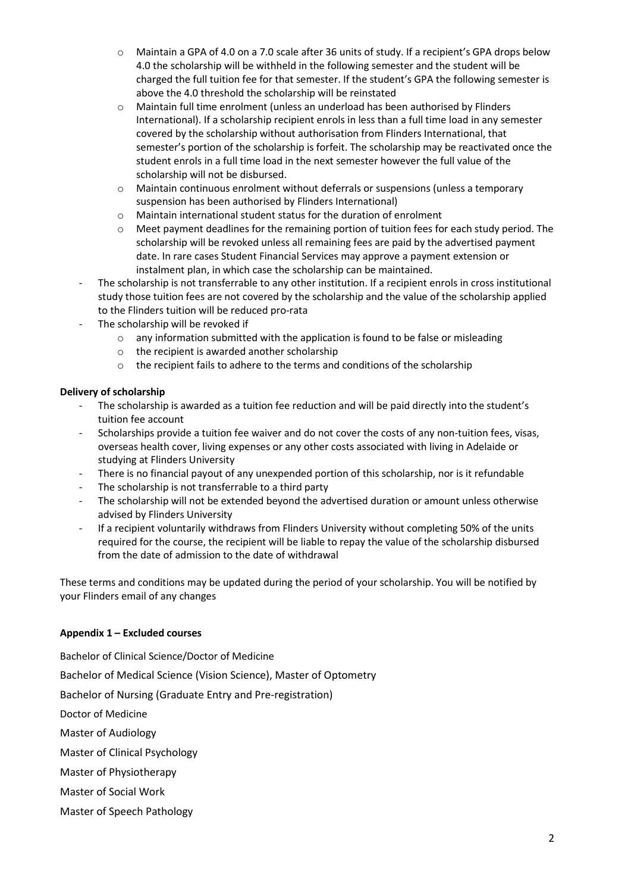- Maintain a GPA of 4.0 on a 7.0 scale after 36 units of study. If a recipient's GPA drops below 4.0 the scholarship will be withheld in the following semester and the student will be charged the full tuition fee for that semester. If the student's GPA the following semester is above the 4.0 threshold the scholarship will be reinstated
  - Maintain full time enrolment (unless an underload has been authorised by Flinders International). If a scholarship recipient enrols in less than a full time load in any semester covered by the scholarship without authorisation from Flinders International, that semester's portion of the scholarship is forfeit. The scholarship may be reactivated once the student enrols in a full time load in the next semester however the full value of the scholarship will not be disbursed.
  - Maintain continuous enrolment without deferrals or suspensions (unless a temporary suspension has been authorised by Flinders International)
  - Maintain international student status for the duration of enrolment
  - Meet payment deadlines for the remaining portion of tuition fees for each study period. The scholarship will be revoked unless all remaining fees are paid by the advertised payment date. In rare cases Student Financial Services may approve a payment extension or instalment plan, in which case the scholarship can be maintained.
- The scholarship is not transferrable to any other institution. If a recipient enrols in cross institutional study those tuition fees are not covered by the scholarship and the value of the scholarship applied to the Flinders tuition will be reduced pro-rata
- The scholarship will be revoked if
  - any information submitted with the application is found to be false or misleading
  - the recipient is awarded another scholarship
  - the recipient fails to adhere to the terms and conditions of the scholarship

**Delivery of scholarship**

- The scholarship is awarded as a tuition fee reduction and will be paid directly into the student's tuition fee account
- Scholarships provide a tuition fee waiver and do not cover the costs of any non-tuition fees, visas, overseas health cover, living expenses or any other costs associated with living in Adelaide or studying at Flinders University
- There is no financial payout of any unexpended portion of this scholarship, nor is it refundable
- The scholarship is not transferrable to a third party
- The scholarship will not be extended beyond the advertised duration or amount unless otherwise advised by Flinders University
- If a recipient voluntarily withdraws from Flinders University without completing 50% of the units required for the course, the recipient will be liable to repay the value of the scholarship disbursed from the date of admission to the date of withdrawal

These terms and conditions may be updated during the period of your scholarship. You will be notified by your Flinders email of any changes

**Appendix 1 – Excluded courses**

Bachelor of Clinical Science/Doctor of Medicine

Bachelor of Medical Science (Vision Science), Master of Optometry

Bachelor of Nursing (Graduate Entry and Pre-registration)

Doctor of Medicine

Master of Audiology

Master of Clinical Psychology

Master of Physiotherapy

Master of Social Work

Master of Speech Pathology